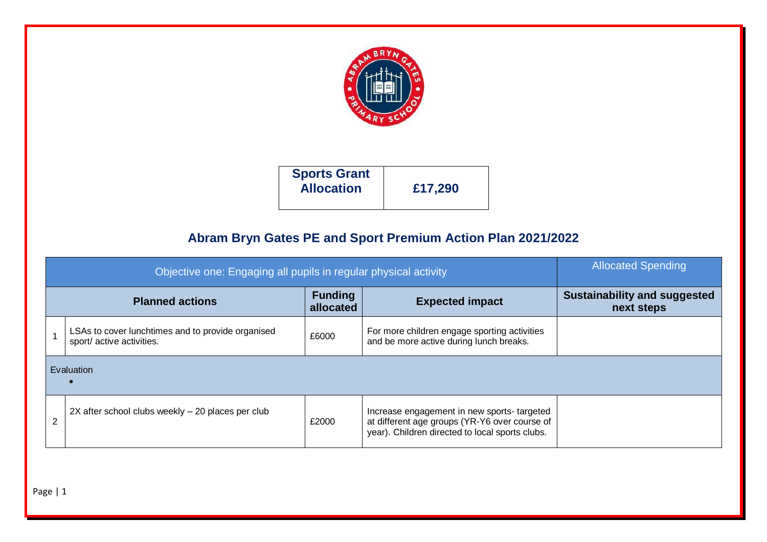| Sports Grant Allocation | £17,290 |
|---|---|

## Abram Bryn Gates PE and Sport Premium Action Plan 2021/2022

| Objective one: Engaging all pupils in regular physical activity | | | | Allocated Spending |
|---|---|---|---|---|
| **Planned actions** | | **Funding allocated** | **Expected impact** | **Sustainability and suggested next steps** |
| 1 | LSAs to cover lunchtimes and to provide organised sport/ active activities. | £6000 | For more children engage sporting activities and be more active during lunch breaks. | |
| Evaluation<br>• | | | | |
| 2 | 2X after school clubs weekly – 20 places per club | £2000 | Increase engagement in new sports- targeted at different age groups (YR-Y6 over course of year). Children directed to local sports clubs. | |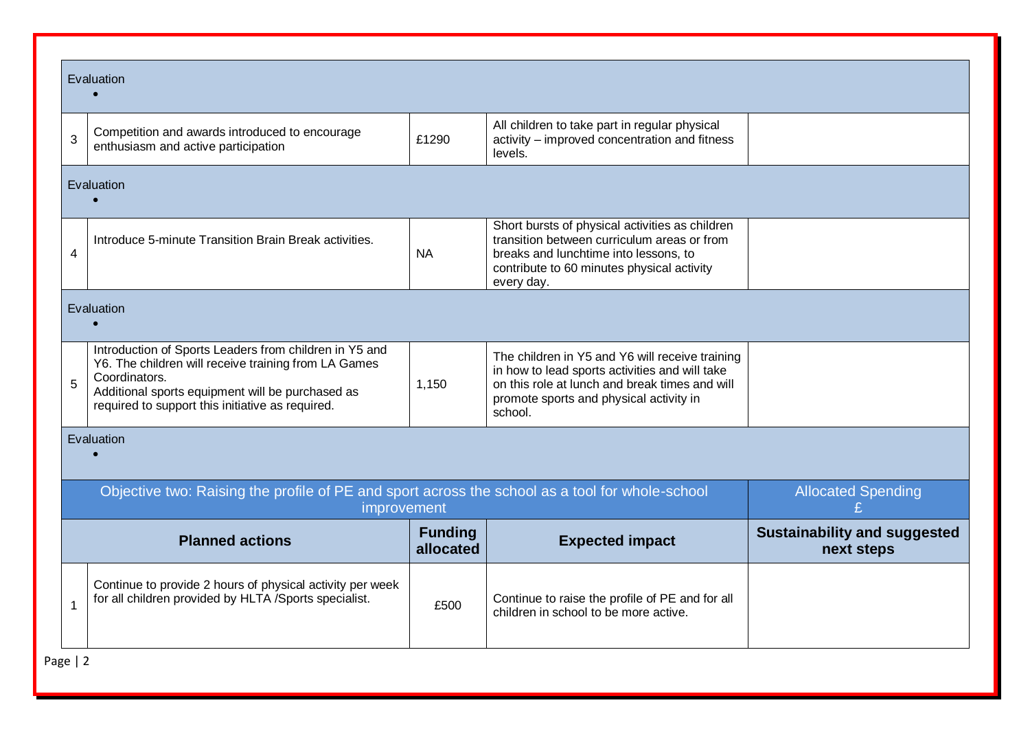| | Planned actions | Funding allocated | Expected impact | Sustainability and suggested next steps |
|---|---|---|---|---|
| Evaluation<br>• | | | | |
| 3 | Competition and awards introduced to encourage enthusiasm and active participation | £1290 | All children to take part in regular physical activity – improved concentration and fitness levels. | |
| Evaluation<br>• | | | | |
| 4 | Introduce 5-minute Transition Brain Break activities. | NA | Short bursts of physical activities as children transition between curriculum areas or from breaks and lunchtime into lessons, to contribute to 60 minutes physical activity every day. | |
| Evaluation<br>• | | | | |
| 5 | Introduction of Sports Leaders from children in Y5 and Y6. The children will receive training from LA Games Coordinators.<br>Additional sports equipment will be purchased as required to support this initiative as required. | 1,150 | The children in Y5 and Y6 will receive training in how to lead sports activities and will take on this role at lunch and break times and will promote sports and physical activity in school. | |
| Evaluation<br>• | | | | |

| Objective two: Raising the profile of PE and sport across the school as a tool for whole-school improvement | | | | Allocated Spending £ |
|---|---|---|---|---|
| | **Planned actions** | **Funding allocated** | **Expected impact** | **Sustainability and suggested next steps** |
| 1 | Continue to provide 2 hours of physical activity per week for all children provided by HLTA /Sports specialist. | £500 | Continue to raise the profile of PE and for all children in school to be more active. | |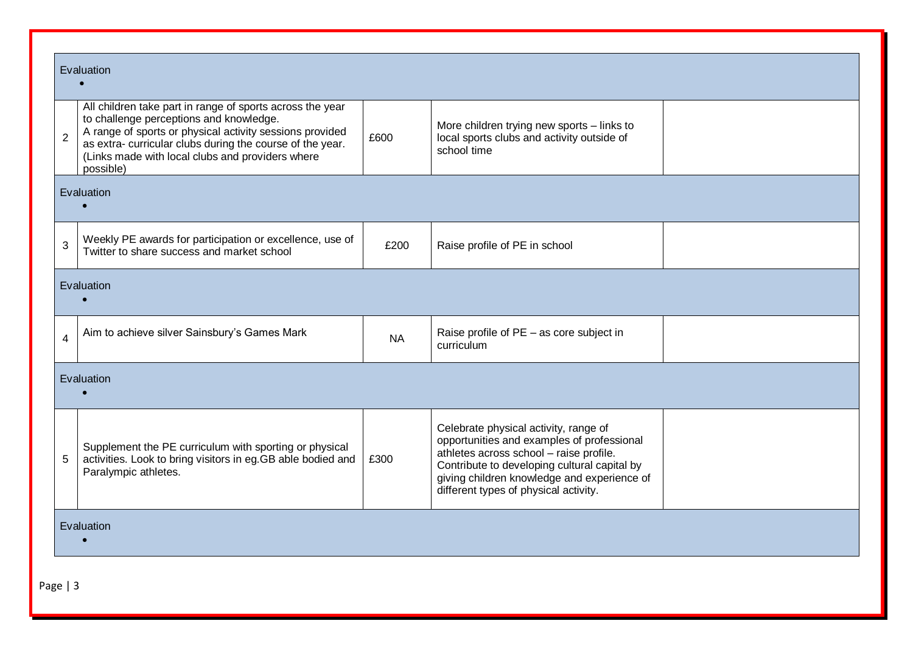| | | | | |
|---|---|---|---|---|
| Evaluation<br>• | | | | |
| 2 | All children take part in range of sports across the year to challenge perceptions and knowledge.<br>A range of sports or physical activity sessions provided as extra- curricular clubs during the course of the year. (Links made with local clubs and providers where possible) | £600 | More children trying new sports – links to local sports clubs and activity outside of school time | |
| Evaluation<br>• | | | | |
| 3 | Weekly PE awards for participation or excellence, use of Twitter to share success and market school | £200 | Raise profile of PE in school | |
| Evaluation<br>• | | | | |
| 4 | Aim to achieve silver Sainsbury's Games Mark | NA | Raise profile of PE – as core subject in curriculum | |
| Evaluation<br>• | | | | |
| 5 | Supplement the PE curriculum with sporting or physical activities. Look to bring visitors in eg.GB able bodied and Paralympic athletes. | £300 | Celebrate physical activity, range of opportunities and examples of professional athletes across school – raise profile. Contribute to developing cultural capital by giving children knowledge and experience of different types of physical activity. | |
| Evaluation<br>• | | | | |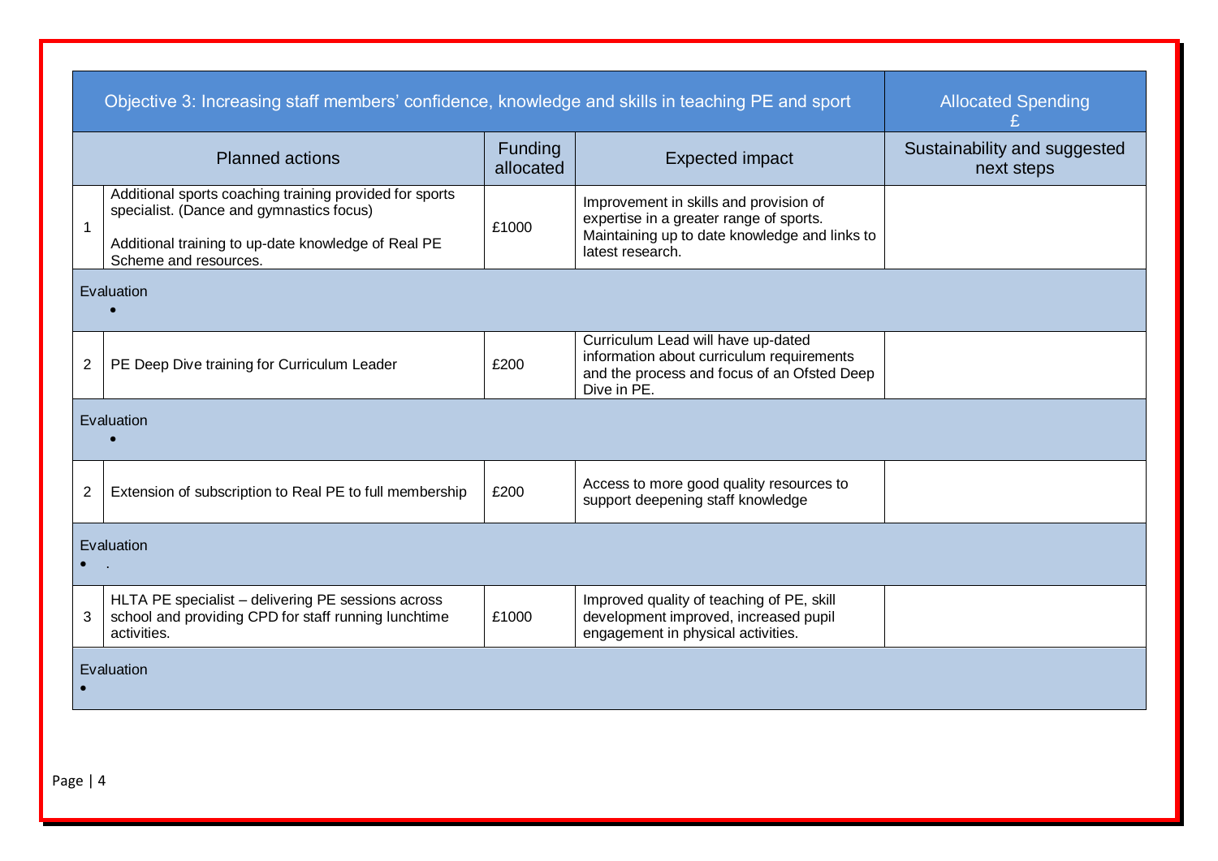| Objective 3: Increasing staff members' confidence, knowledge and skills in teaching PE and sport | | | | Allocated Spending £ |
|---|---|---|---|---|
| Planned actions | | Funding allocated | Expected impact | Sustainability and suggested next steps |
| 1 | Additional sports coaching training provided for sports specialist. (Dance and gymnastics focus)<br><br>Additional training to up-date knowledge of Real PE Scheme and resources. | £1000 | Improvement in skills and provision of expertise in a greater range of sports. Maintaining up to date knowledge and links to latest research. | |
| Evaluation<br>• | | | | |
| 2 | PE Deep Dive training for Curriculum Leader | £200 | Curriculum Lead will have up-dated information about curriculum requirements and the process and focus of an Ofsted Deep Dive in PE. | |
| Evaluation<br>• | | | | |
| 2 | Extension of subscription to Real PE to full membership | £200 | Access to more good quality resources to support deepening staff knowledge | |
| Evaluation<br>• . | | | | |
| 3 | HLTA PE specialist – delivering PE sessions across school and providing CPD for staff running lunchtime activities. | £1000 | Improved quality of teaching of PE, skill development improved, increased pupil engagement in physical activities. | |
| Evaluation<br>• | | | | |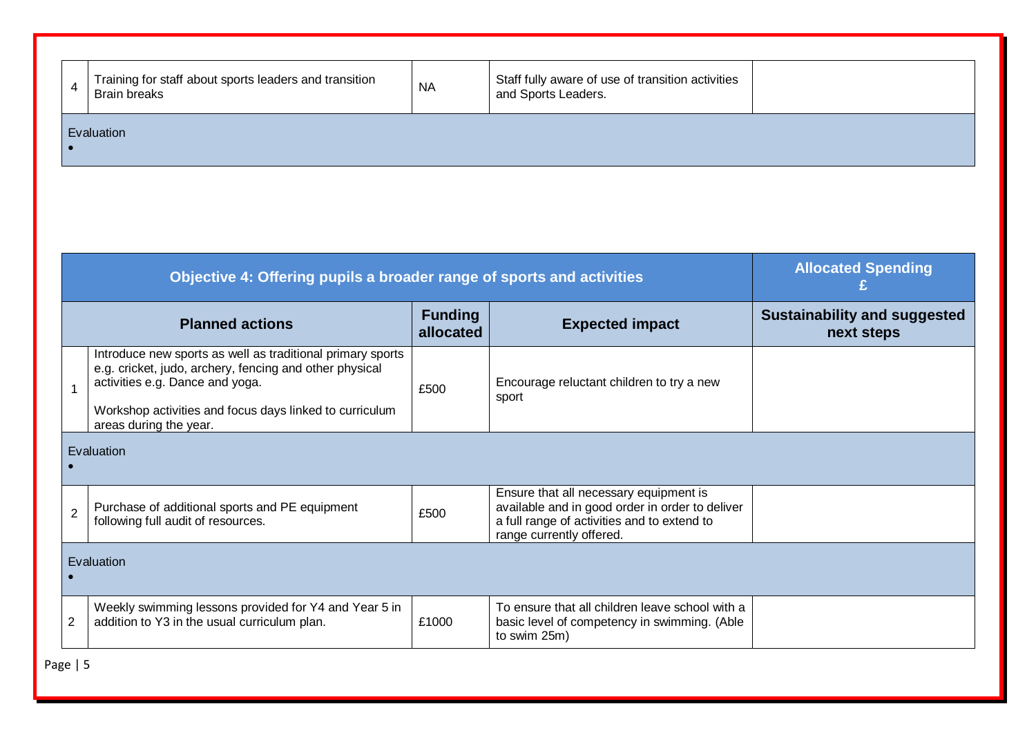| 4 | Training for staff about sports leaders and transition Brain breaks | NA | Staff fully aware of use of transition activities and Sports Leaders. | |
|---|---|---|---|---|
| Evaluation<br>• | | | | |

| Objective 4: Offering pupils a broader range of sports and activities | | | | Allocated Spending £ |
|---|---|---|---|---|
| Planned actions | | Funding allocated | Expected impact | Sustainability and suggested next steps |
| 1 | Introduce new sports as well as traditional primary sports e.g. cricket, judo, archery, fencing and other physical activities e.g. Dance and yoga.<br><br>Workshop activities and focus days linked to curriculum areas during the year. | £500 | Encourage reluctant children to try a new sport | |
| Evaluation<br>• | | | | |
| 2 | Purchase of additional sports and PE equipment following full audit of resources. | £500 | Ensure that all necessary equipment is available and in good order in order to deliver a full range of activities and to extend to range currently offered. | |
| Evaluation<br>• | | | | |
| 2 | Weekly swimming lessons provided for Y4 and Year 5 in addition to Y3 in the usual curriculum plan. | £1000 | To ensure that all children leave school with a basic level of competency in swimming. (Able to swim 25m) | |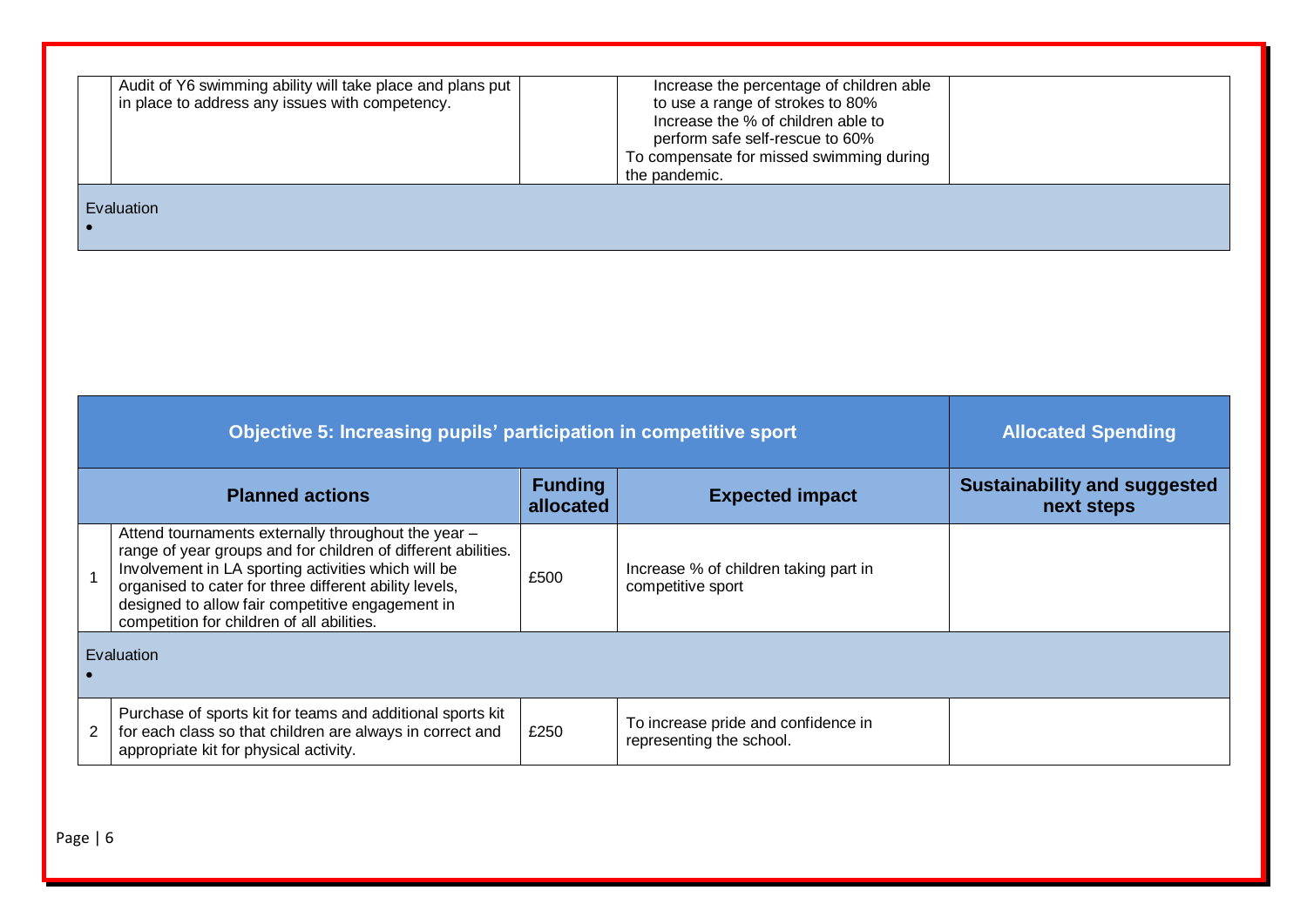| | | | | |
|---|---|---|---|---|
| | Audit of Y6 swimming ability will take place and plans put in place to address any issues with competency. | | Increase the percentage of children able to use a range of strokes to 80%<br>Increase the % of children able to perform safe self-rescue to 60%<br>To compensate for missed swimming during the pandemic. | |
| Evaluation<br>• | | | | |

| Objective 5: Increasing pupils' participation in competitive sport | | | | Allocated Spending |
|---|---|---|---|---|
| Planned actions | | Funding allocated | Expected impact | Sustainability and suggested next steps |
| 1 | Attend tournaments externally throughout the year – range of year groups and for children of different abilities. Involvement in LA sporting activities which will be organised to cater for three different ability levels, designed to allow fair competitive engagement in competition for children of all abilities. | £500 | Increase % of children taking part in competitive sport | |
| Evaluation<br>• | | | | |
| 2 | Purchase of sports kit for teams and additional sports kit for each class so that children are always in correct and appropriate kit for physical activity. | £250 | To increase pride and confidence in representing the school. | |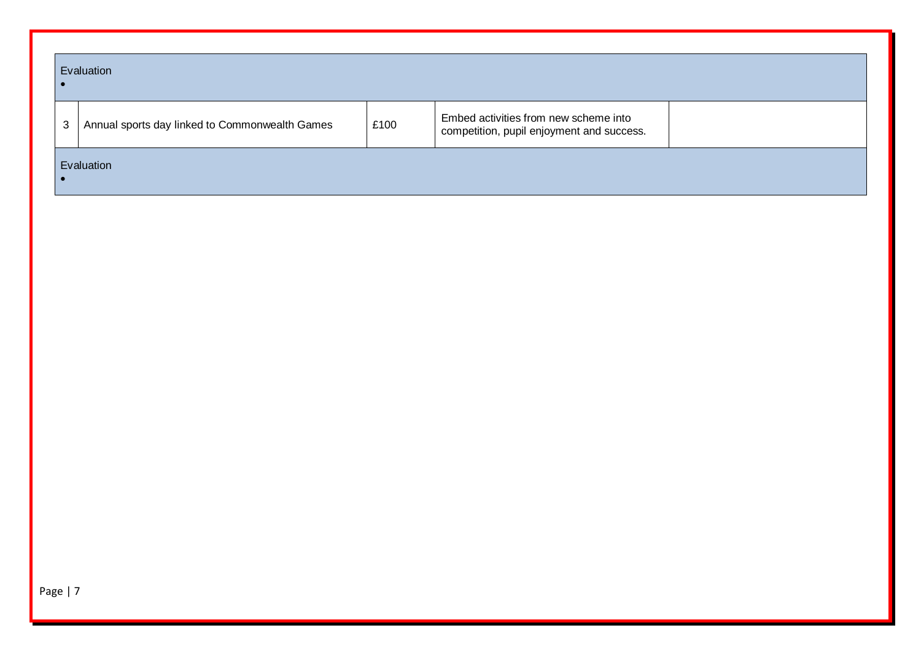| | | | | |
|---|---|---|---|---|
| Evaluation<br>• | | | | |
| 3 | Annual sports day linked to Commonwealth Games | £100 | Embed activities from new scheme into competition, pupil enjoyment and success. | |
| Evaluation<br>• | | | | |